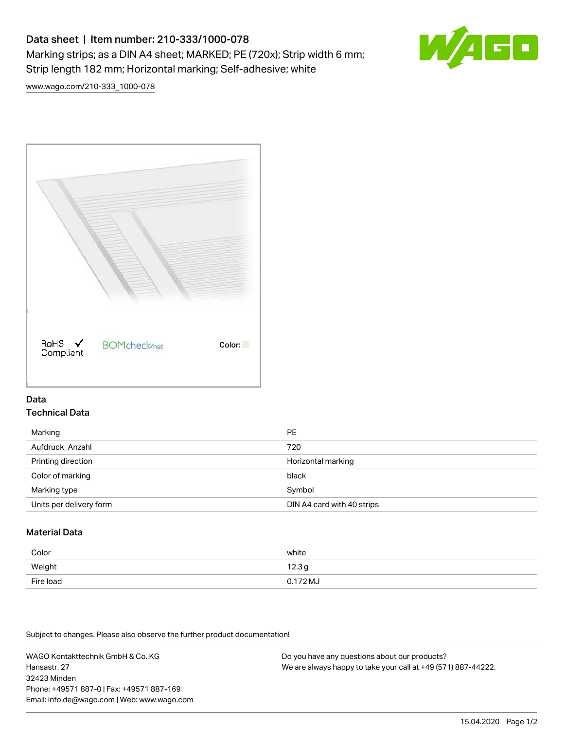# Data sheet | Item number: 210-333/1000-078

Marking strips; as a DIN A4 sheet; MARKED; PE (720x); Strip width 6 mm; Strip length 182 mm; Horizontal marking; Self-adhesive; white

www.wago.com/210-333_1000-078

RoHS Compliant

BOMcheck.net

Color:

## Data

### Technical Data

| | |
|---|---|
| Marking | PE |
| Aufdruck_Anzahl | 720 |
| Printing direction | Horizontal marking |
| Color of marking | black |
| Marking type | Symbol |
| Units per delivery form | DIN A4 card with 40 strips |

### Material Data

| | |
|---|---|
| Color | white |
| Weight | 12.3 g |
| Fire load | 0.172 MJ |

Subject to changes. Please also observe the further product documentation!

WAGO Kontakttechnik GmbH & Co. KG
Hansastr. 27
32423 Minden
Phone: +49571 887-0 | Fax: +49571 887-169
Email: info.de@wago.com | Web: www.wago.com

Do you have any questions about our products?
We are always happy to take your call at +49 (571) 887-44222.

15.04.2020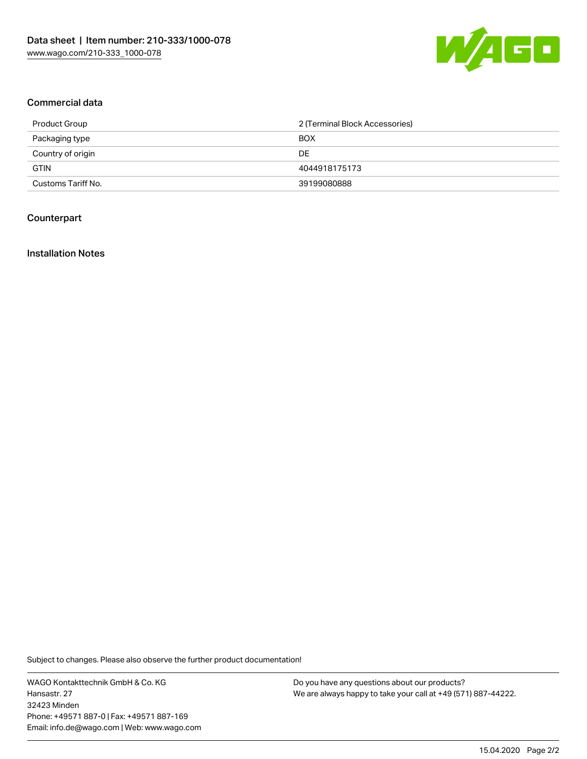## Commercial data

| | |
|---|---|
| Product Group | 2 (Terminal Block Accessories) |
| Packaging type | BOX |
| Country of origin | DE |
| GTIN | 4044918175173 |
| Customs Tariff No. | 39199080888 |

## Counterpart

## Installation Notes

Subject to changes. Please also observe the further product documentation!

WAGO Kontakttechnik GmbH & Co. KG
Hansastr. 27
32423 Minden
Phone: +49571 887-0 | Fax: +49571 887-169
Email: info.de@wago.com | Web: www.wago.com

Do you have any questions about our products?
We are always happy to take your call at +49 (571) 887-44222.